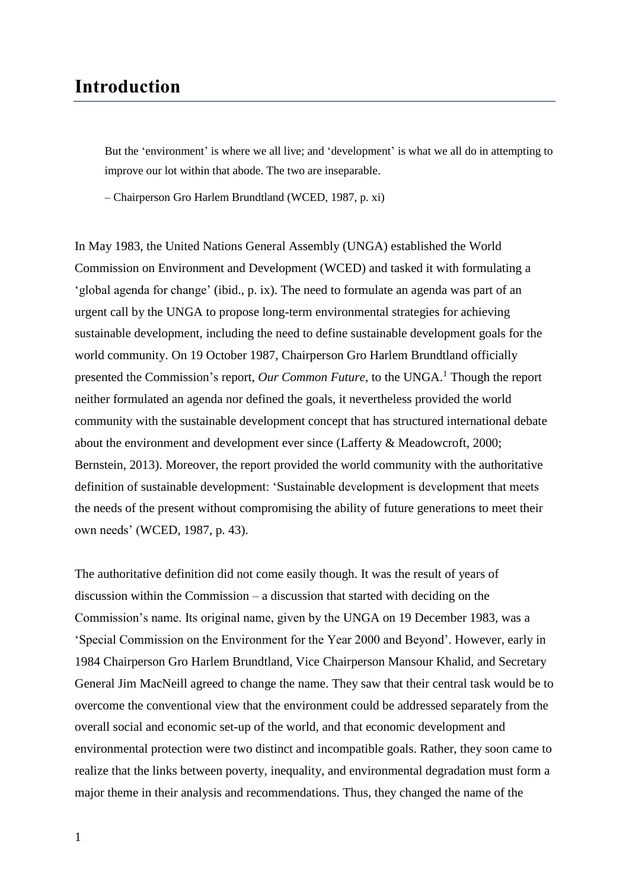# Introduction

> But the 'environment' is where we all live; and 'development' is what we all do in attempting to improve our lot within that abode. The two are inseparable.
>
> – Chairperson Gro Harlem Brundtland (WCED, 1987, p. xi)

In May 1983, the United Nations General Assembly (UNGA) established the World Commission on Environment and Development (WCED) and tasked it with formulating a 'global agenda for change' (ibid., p. ix). The need to formulate an agenda was part of an urgent call by the UNGA to propose long-term environmental strategies for achieving sustainable development, including the need to define sustainable development goals for the world community. On 19 October 1987, Chairperson Gro Harlem Brundtland officially presented the Commission's report, *Our Common Future*, to the UNGA.[1] Though the report neither formulated an agenda nor defined the goals, it nevertheless provided the world community with the sustainable development concept that has structured international debate about the environment and development ever since (Lafferty & Meadowcroft, 2000; Bernstein, 2013). Moreover, the report provided the world community with the authoritative definition of sustainable development: 'Sustainable development is development that meets the needs of the present without compromising the ability of future generations to meet their own needs' (WCED, 1987, p. 43).

The authoritative definition did not come easily though. It was the result of years of discussion within the Commission – a discussion that started with deciding on the Commission's name. Its original name, given by the UNGA on 19 December 1983, was a 'Special Commission on the Environment for the Year 2000 and Beyond'. However, early in 1984 Chairperson Gro Harlem Brundtland, Vice Chairperson Mansour Khalid, and Secretary General Jim MacNeill agreed to change the name. They saw that their central task would be to overcome the conventional view that the environment could be addressed separately from the overall social and economic set-up of the world, and that economic development and environmental protection were two distinct and incompatible goals. Rather, they soon came to realize that the links between poverty, inequality, and environmental degradation must form a major theme in their analysis and recommendations. Thus, they changed the name of the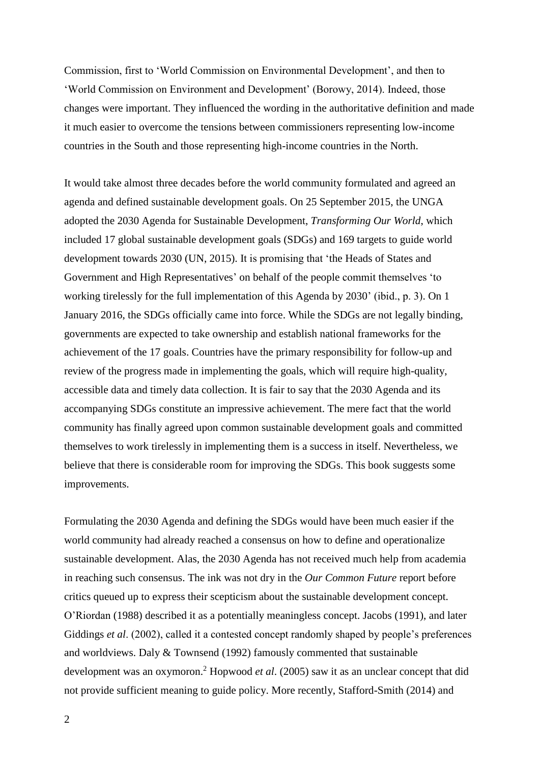Commission, first to 'World Commission on Environmental Development', and then to 'World Commission on Environment and Development' (Borowy, 2014). Indeed, those changes were important. They influenced the wording in the authoritative definition and made it much easier to overcome the tensions between commissioners representing low-income countries in the South and those representing high-income countries in the North.

It would take almost three decades before the world community formulated and agreed an agenda and defined sustainable development goals. On 25 September 2015, the UNGA adopted the 2030 Agenda for Sustainable Development, *Transforming Our World*, which included 17 global sustainable development goals (SDGs) and 169 targets to guide world development towards 2030 (UN, 2015). It is promising that 'the Heads of States and Government and High Representatives' on behalf of the people commit themselves 'to working tirelessly for the full implementation of this Agenda by 2030' (ibid., p. 3). On 1 January 2016, the SDGs officially came into force. While the SDGs are not legally binding, governments are expected to take ownership and establish national frameworks for the achievement of the 17 goals. Countries have the primary responsibility for follow-up and review of the progress made in implementing the goals, which will require high-quality, accessible data and timely data collection. It is fair to say that the 2030 Agenda and its accompanying SDGs constitute an impressive achievement. The mere fact that the world community has finally agreed upon common sustainable development goals and committed themselves to work tirelessly in implementing them is a success in itself. Nevertheless, we believe that there is considerable room for improving the SDGs. This book suggests some improvements.

Formulating the 2030 Agenda and defining the SDGs would have been much easier if the world community had already reached a consensus on how to define and operationalize sustainable development. Alas, the 2030 Agenda has not received much help from academia in reaching such consensus. The ink was not dry in the *Our Common Future* report before critics queued up to express their scepticism about the sustainable development concept. O'Riordan (1988) described it as a potentially meaningless concept. Jacobs (1991), and later Giddings *et al*. (2002), called it a contested concept randomly shaped by people's preferences and worldviews. Daly & Townsend (1992) famously commented that sustainable development was an oxymoron.[2] Hopwood *et al*. (2005) saw it as an unclear concept that did not provide sufficient meaning to guide policy. More recently, Stafford-Smith (2014) and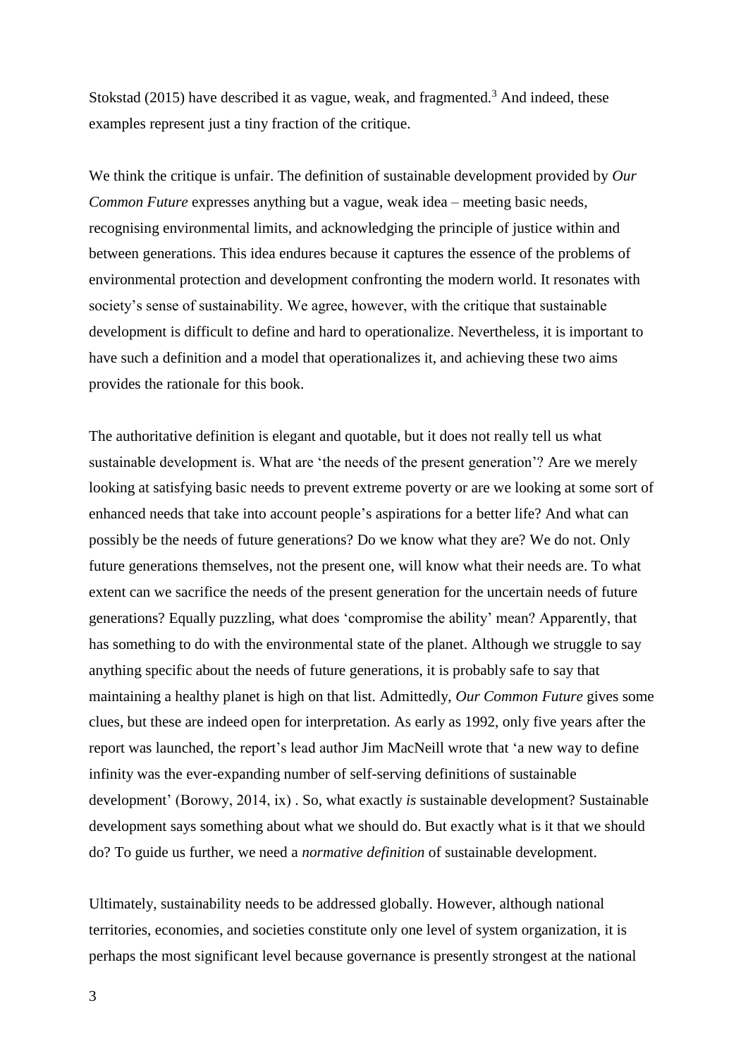Stokstad (2015) have described it as vague, weak, and fragmented.[3] And indeed, these examples represent just a tiny fraction of the critique.

We think the critique is unfair. The definition of sustainable development provided by *Our Common Future* expresses anything but a vague, weak idea – meeting basic needs, recognising environmental limits, and acknowledging the principle of justice within and between generations. This idea endures because it captures the essence of the problems of environmental protection and development confronting the modern world. It resonates with society's sense of sustainability. We agree, however, with the critique that sustainable development is difficult to define and hard to operationalize. Nevertheless, it is important to have such a definition and a model that operationalizes it, and achieving these two aims provides the rationale for this book.

The authoritative definition is elegant and quotable, but it does not really tell us what sustainable development is. What are 'the needs of the present generation'? Are we merely looking at satisfying basic needs to prevent extreme poverty or are we looking at some sort of enhanced needs that take into account people's aspirations for a better life? And what can possibly be the needs of future generations? Do we know what they are? We do not. Only future generations themselves, not the present one, will know what their needs are. To what extent can we sacrifice the needs of the present generation for the uncertain needs of future generations? Equally puzzling, what does 'compromise the ability' mean? Apparently, that has something to do with the environmental state of the planet. Although we struggle to say anything specific about the needs of future generations, it is probably safe to say that maintaining a healthy planet is high on that list. Admittedly, *Our Common Future* gives some clues, but these are indeed open for interpretation. As early as 1992, only five years after the report was launched, the report's lead author Jim MacNeill wrote that 'a new way to define infinity was the ever-expanding number of self-serving definitions of sustainable development' (Borowy, 2014, ix) . So, what exactly *is* sustainable development? Sustainable development says something about what we should do. But exactly what is it that we should do? To guide us further, we need a *normative definition* of sustainable development.

Ultimately, sustainability needs to be addressed globally. However, although national territories, economies, and societies constitute only one level of system organization, it is perhaps the most significant level because governance is presently strongest at the national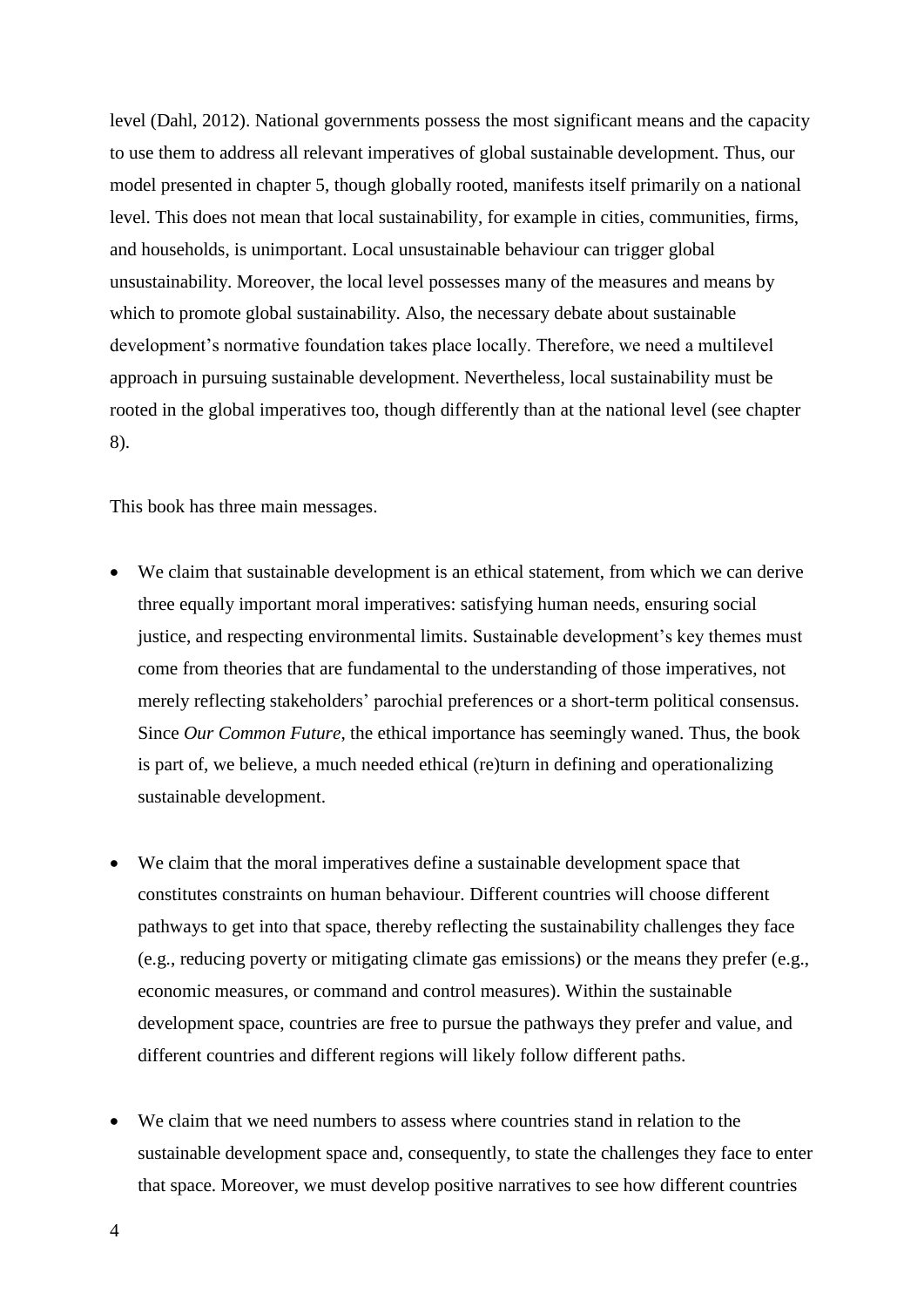level (Dahl, 2012). National governments possess the most significant means and the capacity to use them to address all relevant imperatives of global sustainable development. Thus, our model presented in chapter 5, though globally rooted, manifests itself primarily on a national level. This does not mean that local sustainability, for example in cities, communities, firms, and households, is unimportant. Local unsustainable behaviour can trigger global unsustainability. Moreover, the local level possesses many of the measures and means by which to promote global sustainability. Also, the necessary debate about sustainable development's normative foundation takes place locally. Therefore, we need a multilevel approach in pursuing sustainable development. Nevertheless, local sustainability must be rooted in the global imperatives too, though differently than at the national level (see chapter 8).

This book has three main messages.

- We claim that sustainable development is an ethical statement, from which we can derive three equally important moral imperatives: satisfying human needs, ensuring social justice, and respecting environmental limits. Sustainable development's key themes must come from theories that are fundamental to the understanding of those imperatives, not merely reflecting stakeholders' parochial preferences or a short-term political consensus. Since *Our Common Future*, the ethical importance has seemingly waned. Thus, the book is part of, we believe, a much needed ethical (re)turn in defining and operationalizing sustainable development.

- We claim that the moral imperatives define a sustainable development space that constitutes constraints on human behaviour. Different countries will choose different pathways to get into that space, thereby reflecting the sustainability challenges they face (e.g., reducing poverty or mitigating climate gas emissions) or the means they prefer (e.g., economic measures, or command and control measures). Within the sustainable development space, countries are free to pursue the pathways they prefer and value, and different countries and different regions will likely follow different paths.

- We claim that we need numbers to assess where countries stand in relation to the sustainable development space and, consequently, to state the challenges they face to enter that space. Moreover, we must develop positive narratives to see how different countries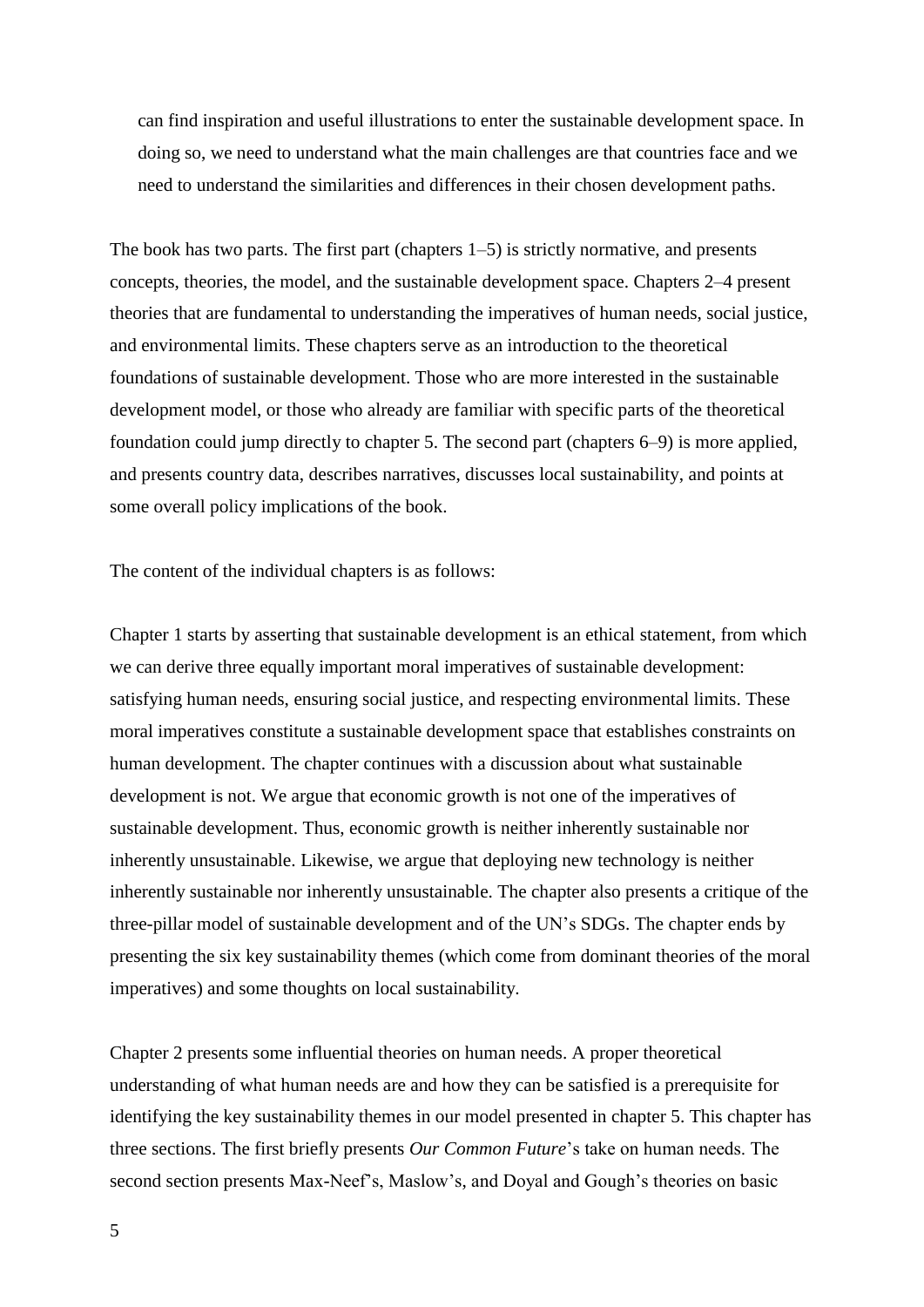can find inspiration and useful illustrations to enter the sustainable development space. In doing so, we need to understand what the main challenges are that countries face and we need to understand the similarities and differences in their chosen development paths.

The book has two parts. The first part (chapters 1–5) is strictly normative, and presents concepts, theories, the model, and the sustainable development space. Chapters 2–4 present theories that are fundamental to understanding the imperatives of human needs, social justice, and environmental limits. These chapters serve as an introduction to the theoretical foundations of sustainable development. Those who are more interested in the sustainable development model, or those who already are familiar with specific parts of the theoretical foundation could jump directly to chapter 5. The second part (chapters 6–9) is more applied, and presents country data, describes narratives, discusses local sustainability, and points at some overall policy implications of the book.

The content of the individual chapters is as follows:

Chapter 1 starts by asserting that sustainable development is an ethical statement, from which we can derive three equally important moral imperatives of sustainable development: satisfying human needs, ensuring social justice, and respecting environmental limits. These moral imperatives constitute a sustainable development space that establishes constraints on human development. The chapter continues with a discussion about what sustainable development is not. We argue that economic growth is not one of the imperatives of sustainable development. Thus, economic growth is neither inherently sustainable nor inherently unsustainable. Likewise, we argue that deploying new technology is neither inherently sustainable nor inherently unsustainable. The chapter also presents a critique of the three-pillar model of sustainable development and of the UN's SDGs. The chapter ends by presenting the six key sustainability themes (which come from dominant theories of the moral imperatives) and some thoughts on local sustainability.

Chapter 2 presents some influential theories on human needs. A proper theoretical understanding of what human needs are and how they can be satisfied is a prerequisite for identifying the key sustainability themes in our model presented in chapter 5. This chapter has three sections. The first briefly presents *Our Common Future*'s take on human needs. The second section presents Max-Neef's, Maslow's, and Doyal and Gough's theories on basic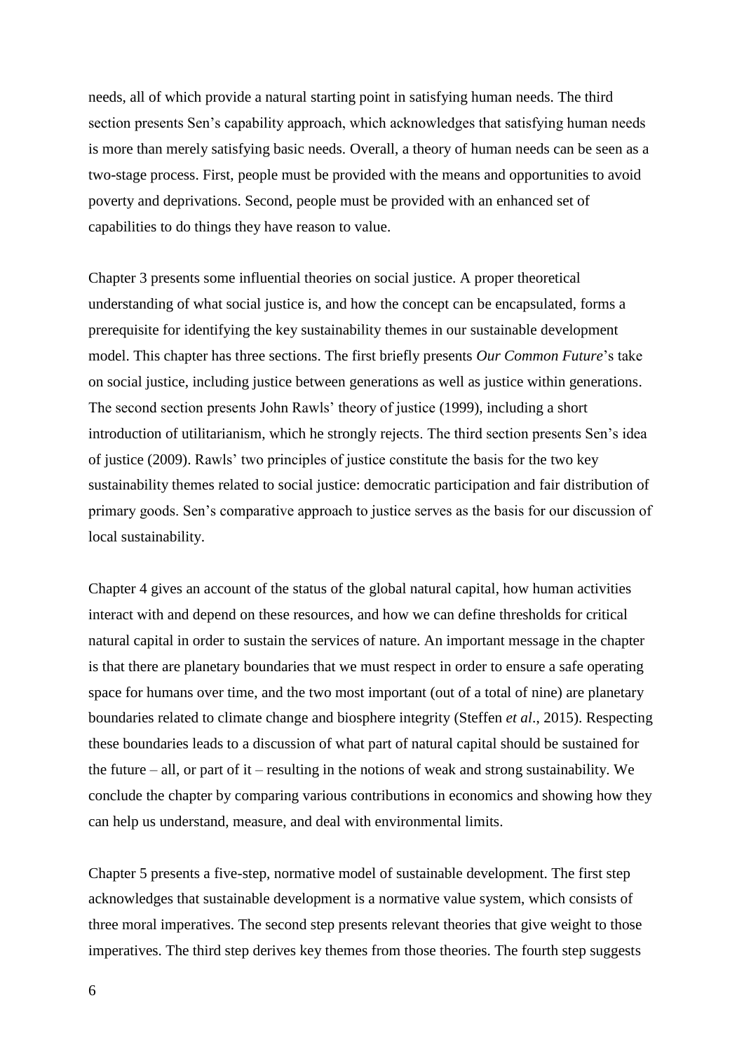needs, all of which provide a natural starting point in satisfying human needs. The third section presents Sen's capability approach, which acknowledges that satisfying human needs is more than merely satisfying basic needs. Overall, a theory of human needs can be seen as a two-stage process. First, people must be provided with the means and opportunities to avoid poverty and deprivations. Second, people must be provided with an enhanced set of capabilities to do things they have reason to value.

Chapter 3 presents some influential theories on social justice. A proper theoretical understanding of what social justice is, and how the concept can be encapsulated, forms a prerequisite for identifying the key sustainability themes in our sustainable development model. This chapter has three sections. The first briefly presents *Our Common Future*'s take on social justice, including justice between generations as well as justice within generations. The second section presents John Rawls' theory of justice (1999), including a short introduction of utilitarianism, which he strongly rejects. The third section presents Sen's idea of justice (2009). Rawls' two principles of justice constitute the basis for the two key sustainability themes related to social justice: democratic participation and fair distribution of primary goods. Sen's comparative approach to justice serves as the basis for our discussion of local sustainability.

Chapter 4 gives an account of the status of the global natural capital, how human activities interact with and depend on these resources, and how we can define thresholds for critical natural capital in order to sustain the services of nature. An important message in the chapter is that there are planetary boundaries that we must respect in order to ensure a safe operating space for humans over time, and the two most important (out of a total of nine) are planetary boundaries related to climate change and biosphere integrity (Steffen *et al*., 2015). Respecting these boundaries leads to a discussion of what part of natural capital should be sustained for the future – all, or part of it – resulting in the notions of weak and strong sustainability. We conclude the chapter by comparing various contributions in economics and showing how they can help us understand, measure, and deal with environmental limits.

Chapter 5 presents a five-step, normative model of sustainable development. The first step acknowledges that sustainable development is a normative value system, which consists of three moral imperatives. The second step presents relevant theories that give weight to those imperatives. The third step derives key themes from those theories. The fourth step suggests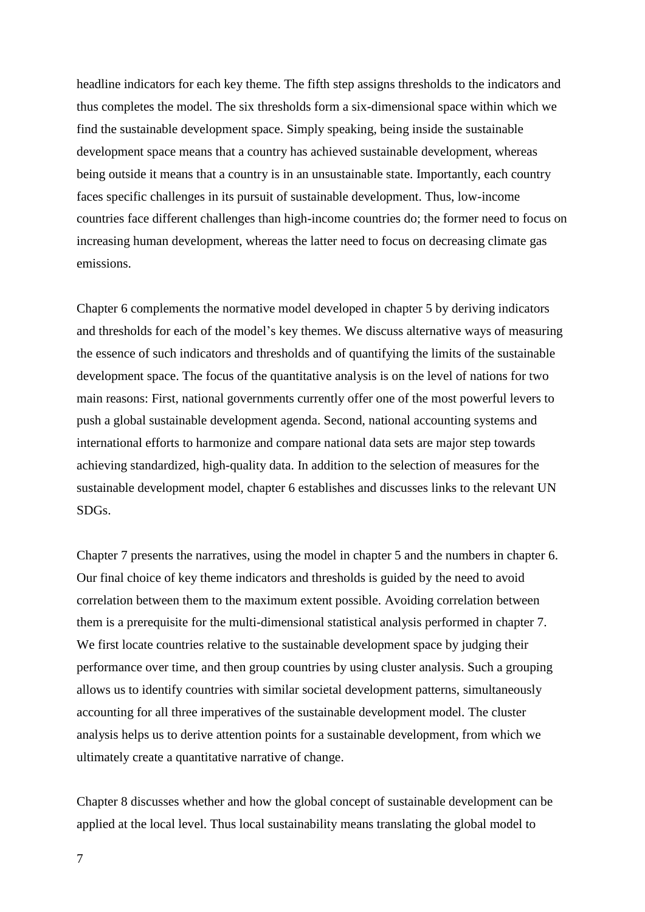headline indicators for each key theme. The fifth step assigns thresholds to the indicators and thus completes the model. The six thresholds form a six-dimensional space within which we find the sustainable development space. Simply speaking, being inside the sustainable development space means that a country has achieved sustainable development, whereas being outside it means that a country is in an unsustainable state. Importantly, each country faces specific challenges in its pursuit of sustainable development. Thus, low-income countries face different challenges than high-income countries do; the former need to focus on increasing human development, whereas the latter need to focus on decreasing climate gas emissions.

Chapter 6 complements the normative model developed in chapter 5 by deriving indicators and thresholds for each of the model's key themes. We discuss alternative ways of measuring the essence of such indicators and thresholds and of quantifying the limits of the sustainable development space. The focus of the quantitative analysis is on the level of nations for two main reasons: First, national governments currently offer one of the most powerful levers to push a global sustainable development agenda. Second, national accounting systems and international efforts to harmonize and compare national data sets are major step towards achieving standardized, high-quality data. In addition to the selection of measures for the sustainable development model, chapter 6 establishes and discusses links to the relevant UN SDGs.

Chapter 7 presents the narratives, using the model in chapter 5 and the numbers in chapter 6. Our final choice of key theme indicators and thresholds is guided by the need to avoid correlation between them to the maximum extent possible. Avoiding correlation between them is a prerequisite for the multi-dimensional statistical analysis performed in chapter 7. We first locate countries relative to the sustainable development space by judging their performance over time, and then group countries by using cluster analysis. Such a grouping allows us to identify countries with similar societal development patterns, simultaneously accounting for all three imperatives of the sustainable development model. The cluster analysis helps us to derive attention points for a sustainable development, from which we ultimately create a quantitative narrative of change.

Chapter 8 discusses whether and how the global concept of sustainable development can be applied at the local level. Thus local sustainability means translating the global model to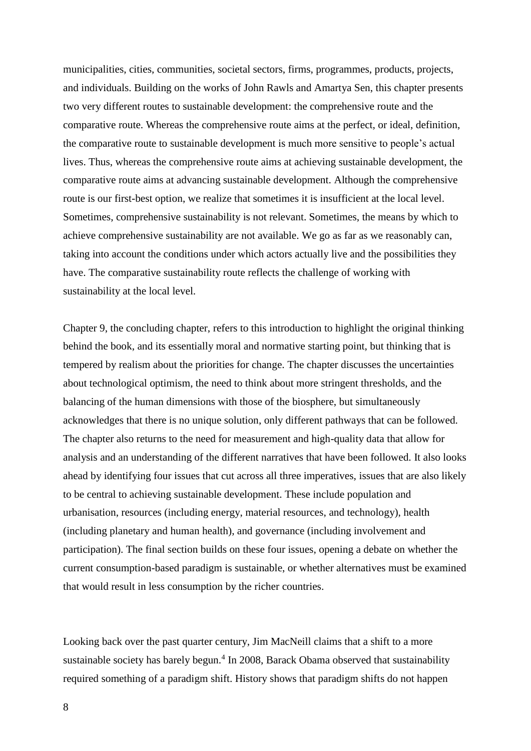municipalities, cities, communities, societal sectors, firms, programmes, products, projects, and individuals. Building on the works of John Rawls and Amartya Sen, this chapter presents two very different routes to sustainable development: the comprehensive route and the comparative route. Whereas the comprehensive route aims at the perfect, or ideal, definition, the comparative route to sustainable development is much more sensitive to people's actual lives. Thus, whereas the comprehensive route aims at achieving sustainable development, the comparative route aims at advancing sustainable development. Although the comprehensive route is our first-best option, we realize that sometimes it is insufficient at the local level. Sometimes, comprehensive sustainability is not relevant. Sometimes, the means by which to achieve comprehensive sustainability are not available. We go as far as we reasonably can, taking into account the conditions under which actors actually live and the possibilities they have. The comparative sustainability route reflects the challenge of working with sustainability at the local level.

Chapter 9, the concluding chapter, refers to this introduction to highlight the original thinking behind the book, and its essentially moral and normative starting point, but thinking that is tempered by realism about the priorities for change. The chapter discusses the uncertainties about technological optimism, the need to think about more stringent thresholds, and the balancing of the human dimensions with those of the biosphere, but simultaneously acknowledges that there is no unique solution, only different pathways that can be followed. The chapter also returns to the need for measurement and high-quality data that allow for analysis and an understanding of the different narratives that have been followed. It also looks ahead by identifying four issues that cut across all three imperatives, issues that are also likely to be central to achieving sustainable development. These include population and urbanisation, resources (including energy, material resources, and technology), health (including planetary and human health), and governance (including involvement and participation). The final section builds on these four issues, opening a debate on whether the current consumption-based paradigm is sustainable, or whether alternatives must be examined that would result in less consumption by the richer countries.

Looking back over the past quarter century, Jim MacNeill claims that a shift to a more sustainable society has barely begun.[4] In 2008, Barack Obama observed that sustainability required something of a paradigm shift. History shows that paradigm shifts do not happen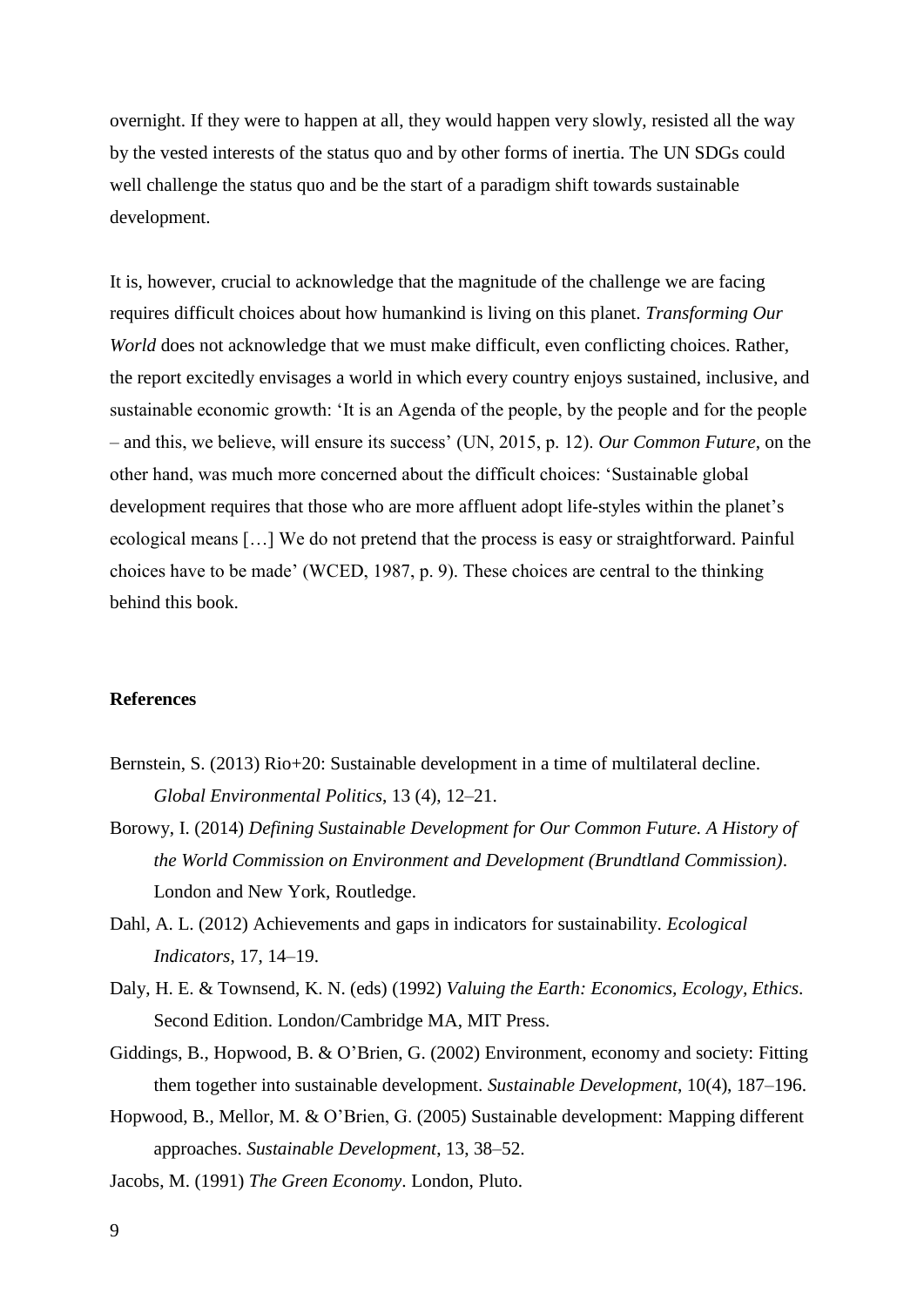overnight. If they were to happen at all, they would happen very slowly, resisted all the way by the vested interests of the status quo and by other forms of inertia. The UN SDGs could well challenge the status quo and be the start of a paradigm shift towards sustainable development.

It is, however, crucial to acknowledge that the magnitude of the challenge we are facing requires difficult choices about how humankind is living on this planet. *Transforming Our World* does not acknowledge that we must make difficult, even conflicting choices. Rather, the report excitedly envisages a world in which every country enjoys sustained, inclusive, and sustainable economic growth: 'It is an Agenda of the people, by the people and for the people – and this, we believe, will ensure its success' (UN, 2015, p. 12). *Our Common Future*, on the other hand, was much more concerned about the difficult choices: 'Sustainable global development requires that those who are more affluent adopt life-styles within the planet's ecological means […] We do not pretend that the process is easy or straightforward. Painful choices have to be made' (WCED, 1987, p. 9). These choices are central to the thinking behind this book.

## References

Bernstein, S. (2013) Rio+20: Sustainable development in a time of multilateral decline. *Global Environmental Politics*, 13 (4), 12–21.

Borowy, I. (2014) *Defining Sustainable Development for Our Common Future. A History of the World Commission on Environment and Development (Brundtland Commission)*. London and New York, Routledge.

Dahl, A. L. (2012) Achievements and gaps in indicators for sustainability. *Ecological Indicators*, 17, 14–19.

Daly, H. E. & Townsend, K. N. (eds) (1992) *Valuing the Earth: Economics, Ecology, Ethics*. Second Edition. London/Cambridge MA, MIT Press.

Giddings, B., Hopwood, B. & O'Brien, G. (2002) Environment, economy and society: Fitting them together into sustainable development. *Sustainable Development*, 10(4), 187–196.

Hopwood, B., Mellor, M. & O'Brien, G. (2005) Sustainable development: Mapping different approaches. *Sustainable Development*, 13, 38–52.

Jacobs, M. (1991) *The Green Economy*. London, Pluto.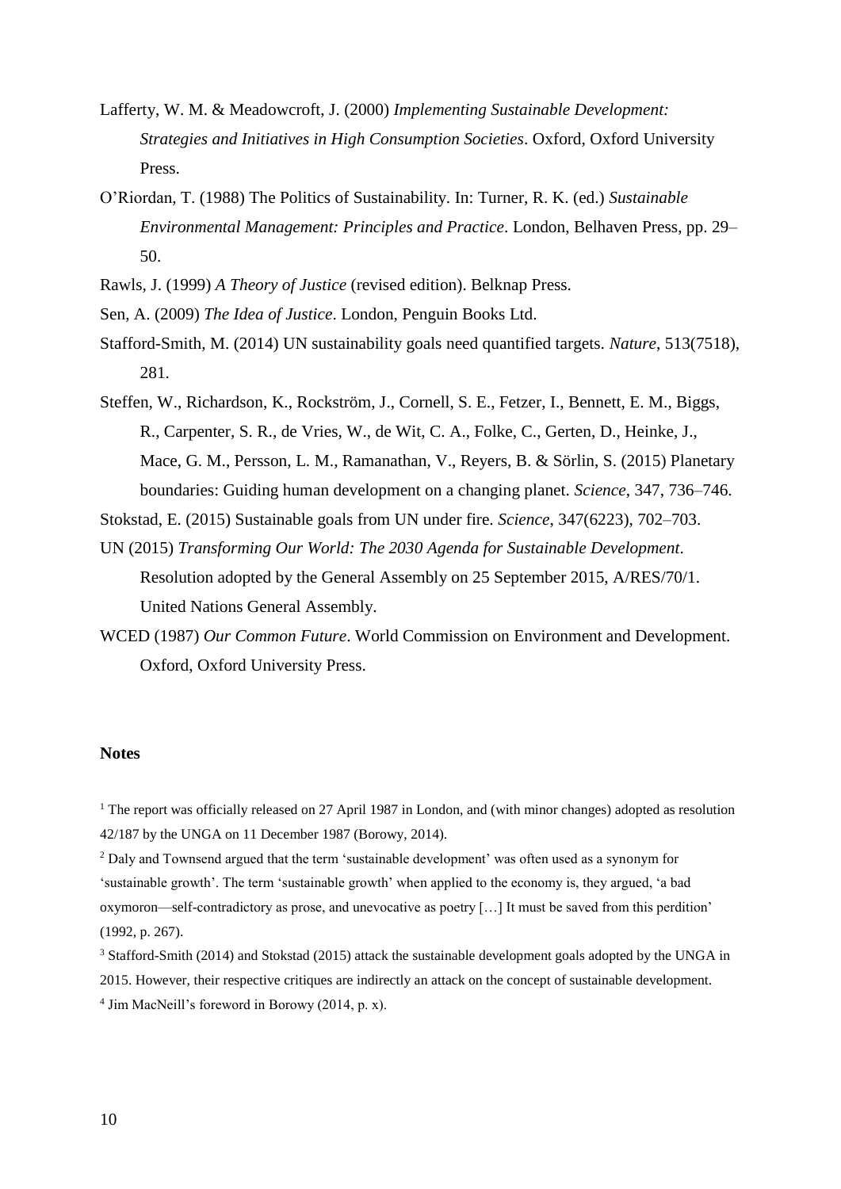Lafferty, W. M. & Meadowcroft, J. (2000) *Implementing Sustainable Development: Strategies and Initiatives in High Consumption Societies*. Oxford, Oxford University Press.

O'Riordan, T. (1988) The Politics of Sustainability. In: Turner, R. K. (ed.) *Sustainable Environmental Management: Principles and Practice*. London, Belhaven Press, pp. 29–50.

Rawls, J. (1999) *A Theory of Justice* (revised edition). Belknap Press.

Sen, A. (2009) *The Idea of Justice*. London, Penguin Books Ltd.

Stafford-Smith, M. (2014) UN sustainability goals need quantified targets. *Nature*, 513(7518), 281.

Steffen, W., Richardson, K., Rockström, J., Cornell, S. E., Fetzer, I., Bennett, E. M., Biggs, R., Carpenter, S. R., de Vries, W., de Wit, C. A., Folke, C., Gerten, D., Heinke, J., Mace, G. M., Persson, L. M., Ramanathan, V., Reyers, B. & Sörlin, S. (2015) Planetary boundaries: Guiding human development on a changing planet. *Science*, 347, 736–746.

Stokstad, E. (2015) Sustainable goals from UN under fire. *Science*, 347(6223), 702–703.

UN (2015) *Transforming Our World: The 2030 Agenda for Sustainable Development*. Resolution adopted by the General Assembly on 25 September 2015, A/RES/70/1. United Nations General Assembly.

WCED (1987) *Our Common Future*. World Commission on Environment and Development. Oxford, Oxford University Press.

## Notes

[1] The report was officially released on 27 April 1987 in London, and (with minor changes) adopted as resolution 42/187 by the UNGA on 11 December 1987 (Borowy, 2014).

[2] Daly and Townsend argued that the term 'sustainable development' was often used as a synonym for 'sustainable growth'. The term 'sustainable growth' when applied to the economy is, they argued, 'a bad oxymoron—self-contradictory as prose, and unevocative as poetry […] It must be saved from this perdition' (1992, p. 267).

[3] Stafford-Smith (2014) and Stokstad (2015) attack the sustainable development goals adopted by the UNGA in 2015. However, their respective critiques are indirectly an attack on the concept of sustainable development.

[4] Jim MacNeill's foreword in Borowy (2014, p. x).